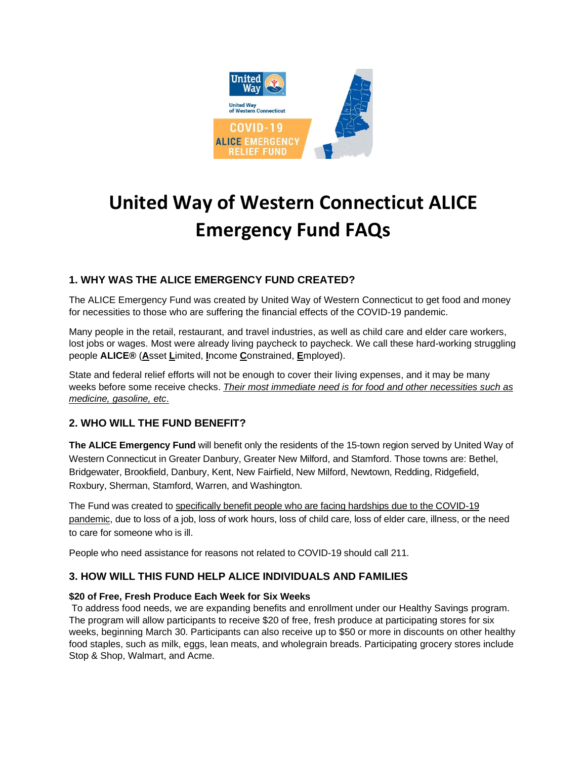# United Way of Western Connecticut ALICE Emergency Fund FAQs

## 1. WHY WAS THE ALICE EMERGENCY FUND CREATED?

The ALICE Emergency Fund was created by United Way of Western Connecticut to get food and money for necessities to those who are suffering the financial effects of the COVID-19 pandemic.

Many people in the retail, restaurant, and travel industries, as well as child care and elder care workers, lost jobs or wages. Most were already living paycheck to paycheck. We call these hard-working struggling people **ALICE®** (**A**sset **L**imited, **I**ncome **C**onstrained, **E**mployed).

State and federal relief efforts will not be enough to cover their living expenses, and it may be many weeks before some receive checks. *Their most immediate need is for food and other necessities such as medicine, gasoline, etc*.

## 2. WHO WILL THE FUND BENEFIT?

**The ALICE Emergency Fund** will benefit only the residents of the 15-town region served by United Way of Western Connecticut in Greater Danbury, Greater New Milford, and Stamford. Those towns are: Bethel, Bridgewater, Brookfield, Danbury, Kent, New Fairfield, New Milford, Newtown, Redding, Ridgefield, Roxbury, Sherman, Stamford, Warren, and Washington.

The Fund was created to specifically benefit people who are facing hardships due to the COVID-19 pandemic, due to loss of a job, loss of work hours, loss of child care, loss of elder care, illness, or the need to care for someone who is ill.

People who need assistance for reasons not related to COVID-19 should call 211.

## 3. HOW WILL THIS FUND HELP ALICE INDIVIDUALS AND FAMILIES

**$20 of Free, Fresh Produce Each Week for Six Weeks**

To address food needs, we are expanding benefits and enrollment under our Healthy Savings program. The program will allow participants to receive $20 of free, fresh produce at participating stores for six weeks, beginning March 30. Participants can also receive up to $50 or more in discounts on other healthy food staples, such as milk, eggs, lean meats, and wholegrain breads. Participating grocery stores include Stop & Shop, Walmart, and Acme.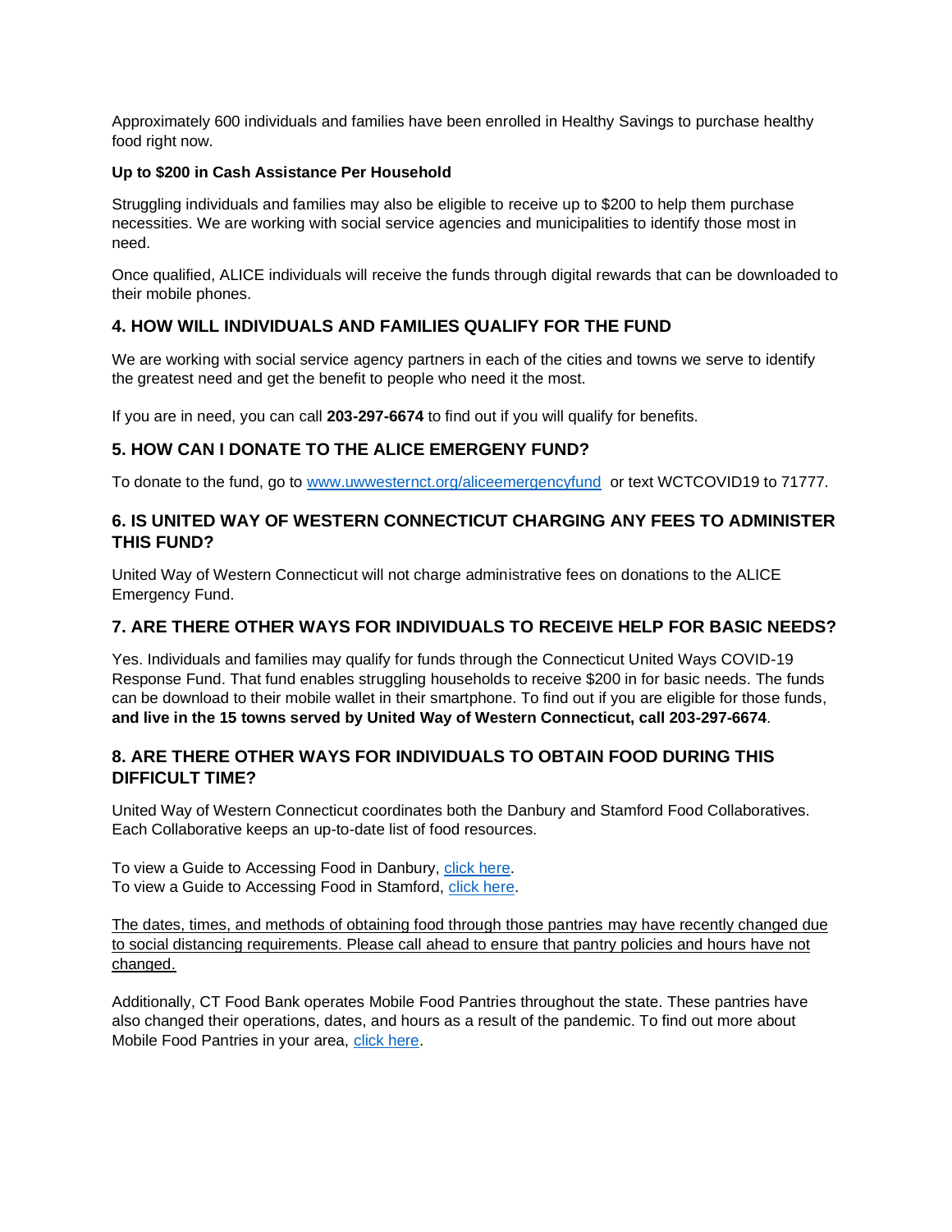Approximately 600 individuals and families have been enrolled in Healthy Savings to purchase healthy food right now.

**Up to $200 in Cash Assistance Per Household**

Struggling individuals and families may also be eligible to receive up to $200 to help them purchase necessities. We are working with social service agencies and municipalities to identify those most in need.

Once qualified, ALICE individuals will receive the funds through digital rewards that can be downloaded to their mobile phones.

### 4. HOW WILL INDIVIDUALS AND FAMILIES QUALIFY FOR THE FUND

We are working with social service agency partners in each of the cities and towns we serve to identify the greatest need and get the benefit to people who need it the most.

If you are in need, you can call **203-297-6674** to find out if you will qualify for benefits.

### 5. HOW CAN I DONATE TO THE ALICE EMERGENY FUND?

To donate to the fund, go to [www.uwwesternct.org/aliceemergencyfund](www.uwwesternct.org/aliceemergencyfund) or text WCTCOVID19 to 71777.

### 6. IS UNITED WAY OF WESTERN CONNECTICUT CHARGING ANY FEES TO ADMINISTER THIS FUND?

United Way of Western Connecticut will not charge administrative fees on donations to the ALICE Emergency Fund.

### 7. ARE THERE OTHER WAYS FOR INDIVIDUALS TO RECEIVE HELP FOR BASIC NEEDS?

Yes. Individuals and families may qualify for funds through the Connecticut United Ways COVID-19 Response Fund. That fund enables struggling households to receive $200 in for basic needs. The funds can be download to their mobile wallet in their smartphone. To find out if you are eligible for those funds, **and live in the 15 towns served by United Way of Western Connecticut, call 203-297-6674**.

### 8. ARE THERE OTHER WAYS FOR INDIVIDUALS TO OBTAIN FOOD DURING THIS DIFFICULT TIME?

United Way of Western Connecticut coordinates both the Danbury and Stamford Food Collaboratives. Each Collaborative keeps an up-to-date list of food resources.

To view a Guide to Accessing Food in Danbury, click here.
To view a Guide to Accessing Food in Stamford, click here.

The dates, times, and methods of obtaining food through those pantries may have recently changed due to social distancing requirements. Please call ahead to ensure that pantry policies and hours have not changed.

Additionally, CT Food Bank operates Mobile Food Pantries throughout the state. These pantries have also changed their operations, dates, and hours as a result of the pandemic. To find out more about Mobile Food Pantries in your area, click here.